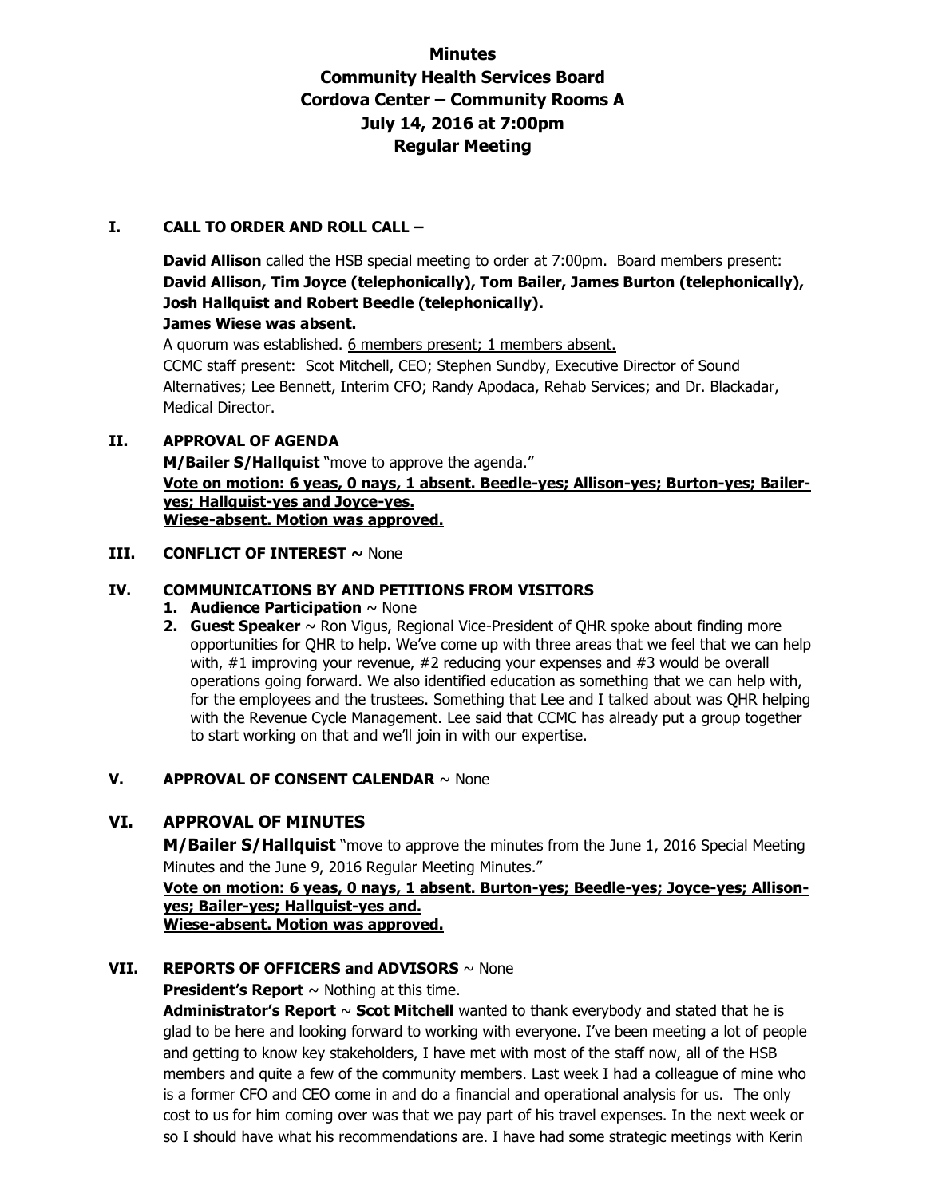# Minutes
# Community Health Services Board
# Cordova Center – Community Rooms A
# July 14, 2016 at 7:00pm
# Regular Meeting

## I. CALL TO ORDER AND ROLL CALL –

**David Allison** called the HSB special meeting to order at 7:00pm. Board members present: **David Allison, Tim Joyce (telephonically), Tom Bailer, James Burton (telephonically), Josh Hallquist and Robert Beedle (telephonically).**
**James Wiese was absent.**
A quorum was established. <u>6 members present; 1 members absent.</u>
CCMC staff present: Scot Mitchell, CEO; Stephen Sundby, Executive Director of Sound Alternatives; Lee Bennett, Interim CFO; Randy Apodaca, Rehab Services; and Dr. Blackadar, Medical Director.

## II. APPROVAL OF AGENDA

**M/Bailer S/Hallquist** "move to approve the agenda."
**<u>Vote on motion: 6 yeas, 0 nays, 1 absent. Beedle-yes; Allison-yes; Burton-yes; Bailer-yes; Hallquist-yes and Joyce-yes.</u>**
**<u>Wiese-absent. Motion was approved.</u>**

## III. CONFLICT OF INTEREST ~ None

## IV. COMMUNICATIONS BY AND PETITIONS FROM VISITORS

1. **Audience Participation** ~ None
2. **Guest Speaker** ~ Ron Vigus, Regional Vice-President of QHR spoke about finding more opportunities for QHR to help. We've come up with three areas that we feel that we can help with, #1 improving your revenue, #2 reducing your expenses and #3 would be overall operations going forward. We also identified education as something that we can help with, for the employees and the trustees. Something that Lee and I talked about was QHR helping with the Revenue Cycle Management. Lee said that CCMC has already put a group together to start working on that and we'll join in with our expertise.

## V. APPROVAL OF CONSENT CALENDAR ~ None

## VI. APPROVAL OF MINUTES

**M/Bailer S/Hallquist** "move to approve the minutes from the June 1, 2016 Special Meeting Minutes and the June 9, 2016 Regular Meeting Minutes."
**<u>Vote on motion: 6 yeas, 0 nays, 1 absent. Burton-yes; Beedle-yes; Joyce-yes; Allison-yes; Bailer-yes; Hallquist-yes and.</u>**
**<u>Wiese-absent. Motion was approved.</u>**

## VII. REPORTS OF OFFICERS and ADVISORS ~ None

**President's Report** ~ Nothing at this time.
**Administrator's Report** ~ **Scot Mitchell** wanted to thank everybody and stated that he is glad to be here and looking forward to working with everyone. I've been meeting a lot of people and getting to know key stakeholders, I have met with most of the staff now, all of the HSB members and quite a few of the community members. Last week I had a colleague of mine who is a former CFO and CEO come in and do a financial and operational analysis for us. The only cost to us for him coming over was that we pay part of his travel expenses. In the next week or so I should have what his recommendations are. I have had some strategic meetings with Kerin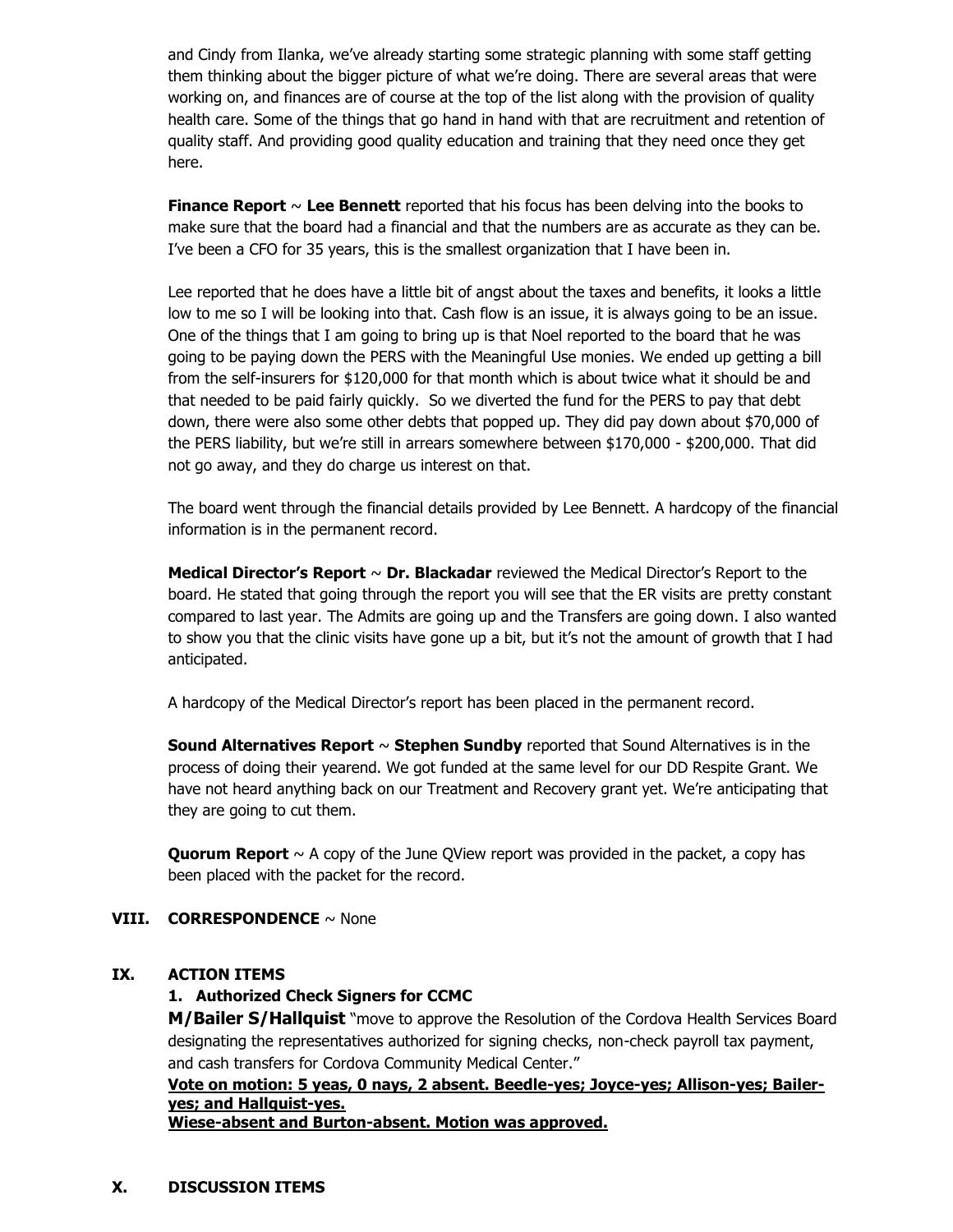and Cindy from Ilanka, we've already starting some strategic planning with some staff getting them thinking about the bigger picture of what we're doing. There are several areas that were working on, and finances are of course at the top of the list along with the provision of quality health care. Some of the things that go hand in hand with that are recruitment and retention of quality staff. And providing good quality education and training that they need once they get here.

**Finance Report** ~ **Lee Bennett** reported that his focus has been delving into the books to make sure that the board had a financial and that the numbers are as accurate as they can be. I've been a CFO for 35 years, this is the smallest organization that I have been in.

Lee reported that he does have a little bit of angst about the taxes and benefits, it looks a little low to me so I will be looking into that. Cash flow is an issue, it is always going to be an issue. One of the things that I am going to bring up is that Noel reported to the board that he was going to be paying down the PERS with the Meaningful Use monies. We ended up getting a bill from the self-insurers for $120,000 for that month which is about twice what it should be and that needed to be paid fairly quickly. So we diverted the fund for the PERS to pay that debt down, there were also some other debts that popped up. They did pay down about $70,000 of the PERS liability, but we're still in arrears somewhere between $170,000 - $200,000. That did not go away, and they do charge us interest on that.

The board went through the financial details provided by Lee Bennett. A hardcopy of the financial information is in the permanent record.

**Medical Director's Report** ~ **Dr. Blackadar** reviewed the Medical Director's Report to the board. He stated that going through the report you will see that the ER visits are pretty constant compared to last year. The Admits are going up and the Transfers are going down. I also wanted to show you that the clinic visits have gone up a bit, but it's not the amount of growth that I had anticipated.

A hardcopy of the Medical Director's report has been placed in the permanent record.

**Sound Alternatives Report** ~ **Stephen Sundby** reported that Sound Alternatives is in the process of doing their yearend. We got funded at the same level for our DD Respite Grant. We have not heard anything back on our Treatment and Recovery grant yet. We're anticipating that they are going to cut them.

**Quorum Report** ~ A copy of the June QView report was provided in the packet, a copy has been placed with the packet for the record.

## VIII. CORRESPONDENCE ~ None

## IX. ACTION ITEMS

**1. Authorized Check Signers for CCMC**

**M/Bailer S/Hallquist** "move to approve the Resolution of the Cordova Health Services Board designating the representatives authorized for signing checks, non-check payroll tax payment, and cash transfers for Cordova Community Medical Center."

**<u>Vote on motion: 5 yeas, 0 nays, 2 absent. Beedle-yes; Joyce-yes; Allison-yes; Bailer-yes; and Hallquist-yes.</u>**
**<u>Wiese-absent and Burton-absent. Motion was approved.</u>**

## X. DISCUSSION ITEMS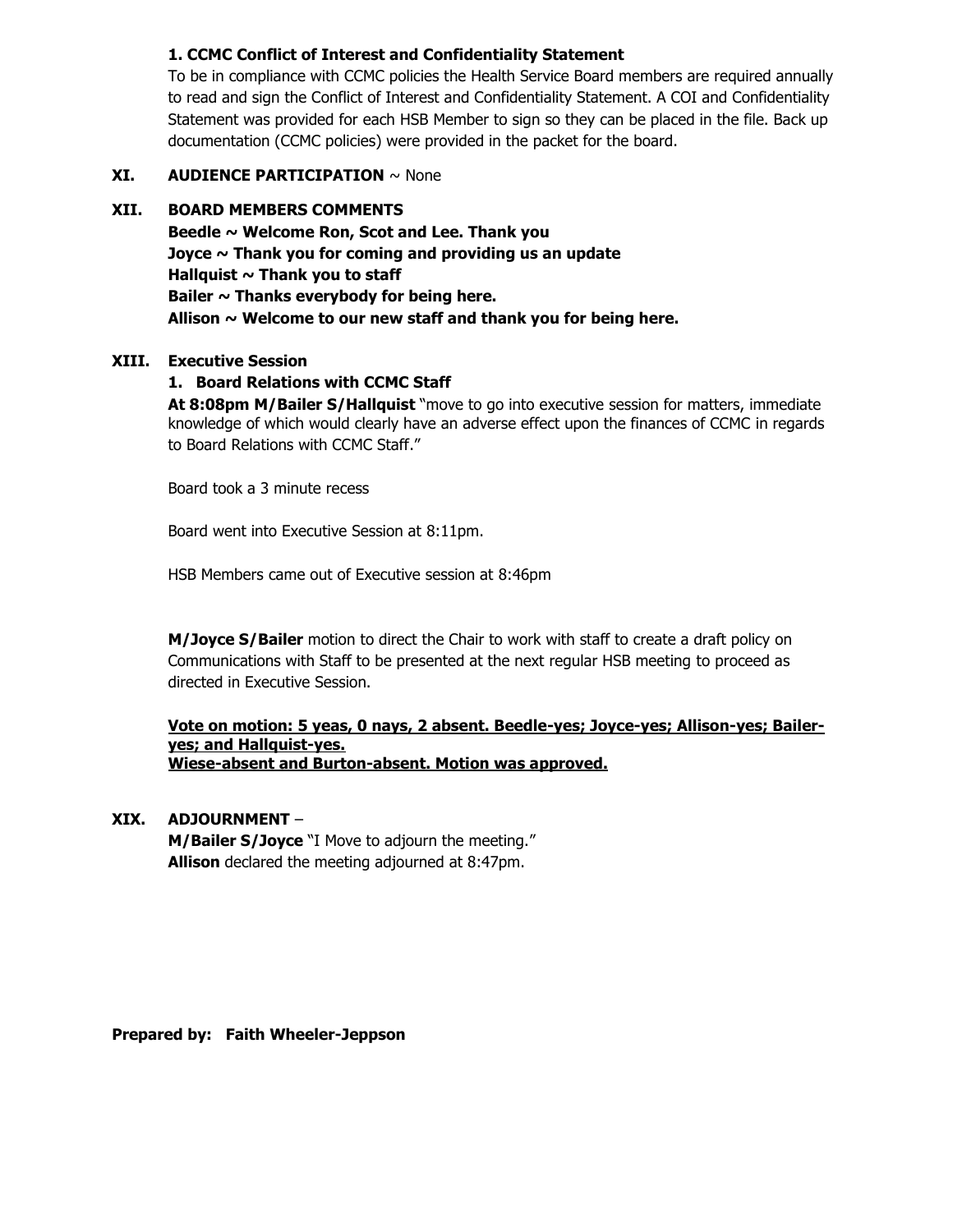**1. CCMC Conflict of Interest and Confidentiality Statement**

To be in compliance with CCMC policies the Health Service Board members are required annually to read and sign the Conflict of Interest and Confidentiality Statement. A COI and Confidentiality Statement was provided for each HSB Member to sign so they can be placed in the file. Back up documentation (CCMC policies) were provided in the packet for the board.

**XI. AUDIENCE PARTICIPATION** ~ None

**XII. BOARD MEMBERS COMMENTS**

**Beedle ~ Welcome Ron, Scot and Lee. Thank you**
**Joyce ~ Thank you for coming and providing us an update**
**Hallquist ~ Thank you to staff**
**Bailer ~ Thanks everybody for being here.**
**Allison ~ Welcome to our new staff and thank you for being here.**

**XIII. Executive Session**

**1. Board Relations with CCMC Staff**

**At 8:08pm M/Bailer S/Hallquist** "move to go into executive session for matters, immediate knowledge of which would clearly have an adverse effect upon the finances of CCMC in regards to Board Relations with CCMC Staff."

Board took a 3 minute recess

Board went into Executive Session at 8:11pm.

HSB Members came out of Executive session at 8:46pm

**M/Joyce S/Bailer** motion to direct the Chair to work with staff to create a draft policy on Communications with Staff to be presented at the next regular HSB meeting to proceed as directed in Executive Session.

**Vote on motion: 5 yeas, 0 nays, 2 absent. Beedle-yes; Joyce-yes; Allison-yes; Bailer-yes; and Hallquist-yes.**
**Wiese-absent and Burton-absent. Motion was approved.**

**XIX. ADJOURNMENT** –

**M/Bailer S/Joyce** "I Move to adjourn the meeting."
**Allison** declared the meeting adjourned at 8:47pm.

**Prepared by: Faith Wheeler-Jeppson**